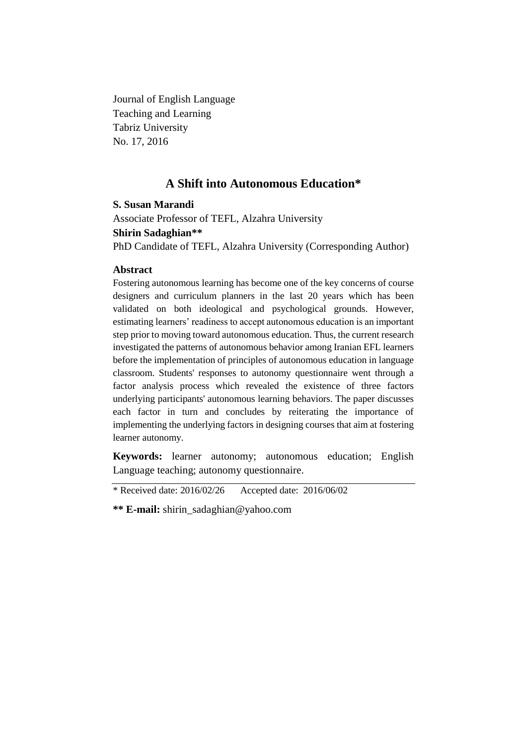Journal of English Language
Teaching and Learning
Tabriz University
No. 17, 2016

# A Shift into Autonomous Education*

**S. Susan Marandi**

Associate Professor of TEFL, Alzahra University

**Shirin Sadaghian****

PhD Candidate of TEFL, Alzahra University (Corresponding Author)

## Abstract

Fostering autonomous learning has become one of the key concerns of course designers and curriculum planners in the last 20 years which has been validated on both ideological and psychological grounds. However, estimating learners' readiness to accept autonomous education is an important step prior to moving toward autonomous education. Thus, the current research investigated the patterns of autonomous behavior among Iranian EFL learners before the implementation of principles of autonomous education in language classroom. Students' responses to autonomy questionnaire went through a factor analysis process which revealed the existence of three factors underlying participants' autonomous learning behaviors. The paper discusses each factor in turn and concludes by reiterating the importance of implementing the underlying factors in designing courses that aim at fostering learner autonomy.

**Keywords:** learner autonomy; autonomous education; English Language teaching; autonomy questionnaire.

---

* Received date: 2016/02/26 Accepted date: 2016/06/02

**** E-mail:** shirin_sadaghian@yahoo.com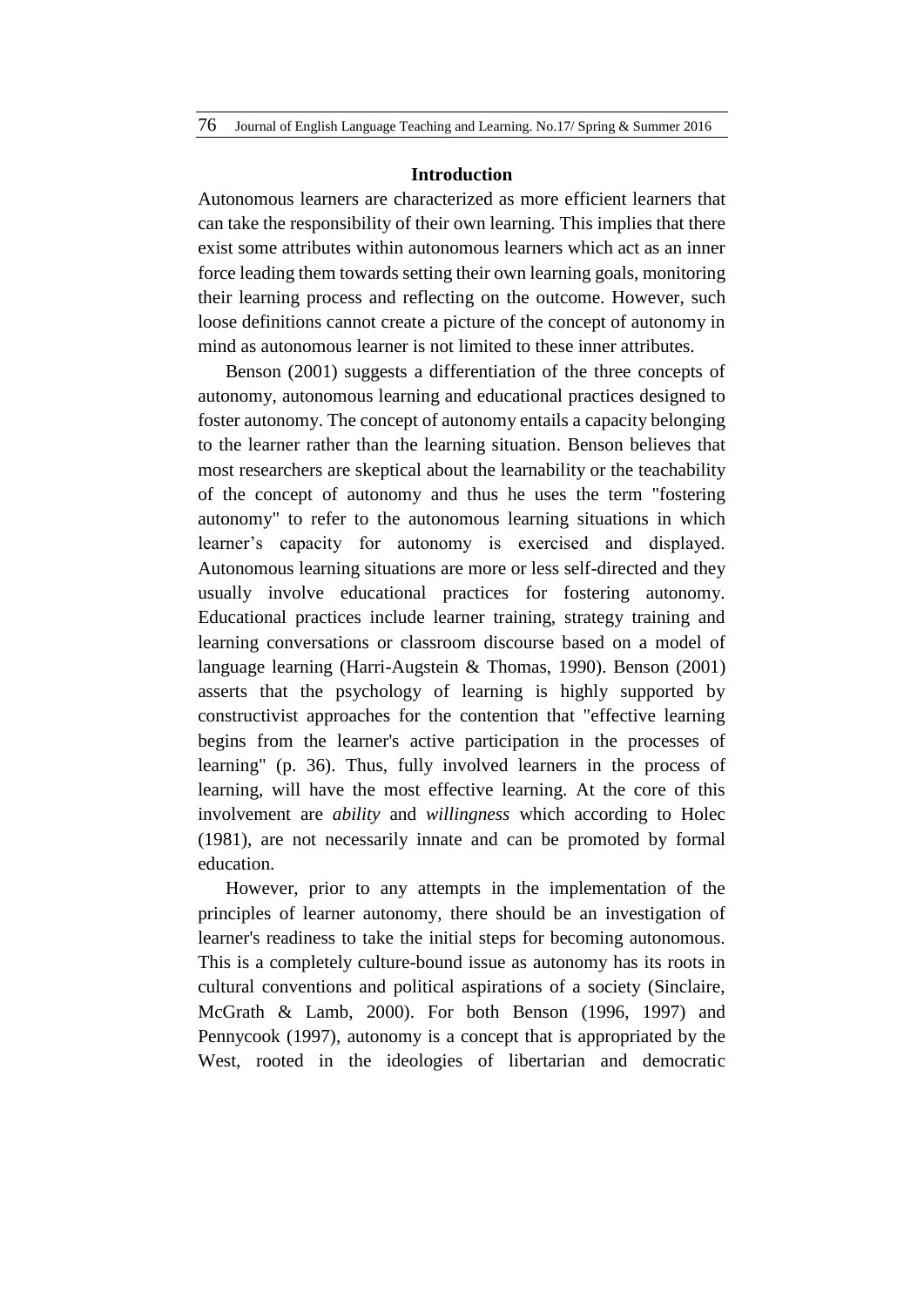## Introduction

Autonomous learners are characterized as more efficient learners that can take the responsibility of their own learning. This implies that there exist some attributes within autonomous learners which act as an inner force leading them towards setting their own learning goals, monitoring their learning process and reflecting on the outcome. However, such loose definitions cannot create a picture of the concept of autonomy in mind as autonomous learner is not limited to these inner attributes.

Benson (2001) suggests a differentiation of the three concepts of autonomy, autonomous learning and educational practices designed to foster autonomy. The concept of autonomy entails a capacity belonging to the learner rather than the learning situation. Benson believes that most researchers are skeptical about the learnability or the teachability of the concept of autonomy and thus he uses the term "fostering autonomy" to refer to the autonomous learning situations in which learner's capacity for autonomy is exercised and displayed. Autonomous learning situations are more or less self-directed and they usually involve educational practices for fostering autonomy. Educational practices include learner training, strategy training and learning conversations or classroom discourse based on a model of language learning (Harri-Augstein & Thomas, 1990). Benson (2001) asserts that the psychology of learning is highly supported by constructivist approaches for the contention that "effective learning begins from the learner's active participation in the processes of learning" (p. 36). Thus, fully involved learners in the process of learning, will have the most effective learning. At the core of this involvement are *ability* and *willingness* which according to Holec (1981), are not necessarily innate and can be promoted by formal education.

However, prior to any attempts in the implementation of the principles of learner autonomy, there should be an investigation of learner's readiness to take the initial steps for becoming autonomous. This is a completely culture-bound issue as autonomy has its roots in cultural conventions and political aspirations of a society (Sinclaire, McGrath & Lamb, 2000). For both Benson (1996, 1997) and Pennycook (1997), autonomy is a concept that is appropriated by the West, rooted in the ideologies of libertarian and democratic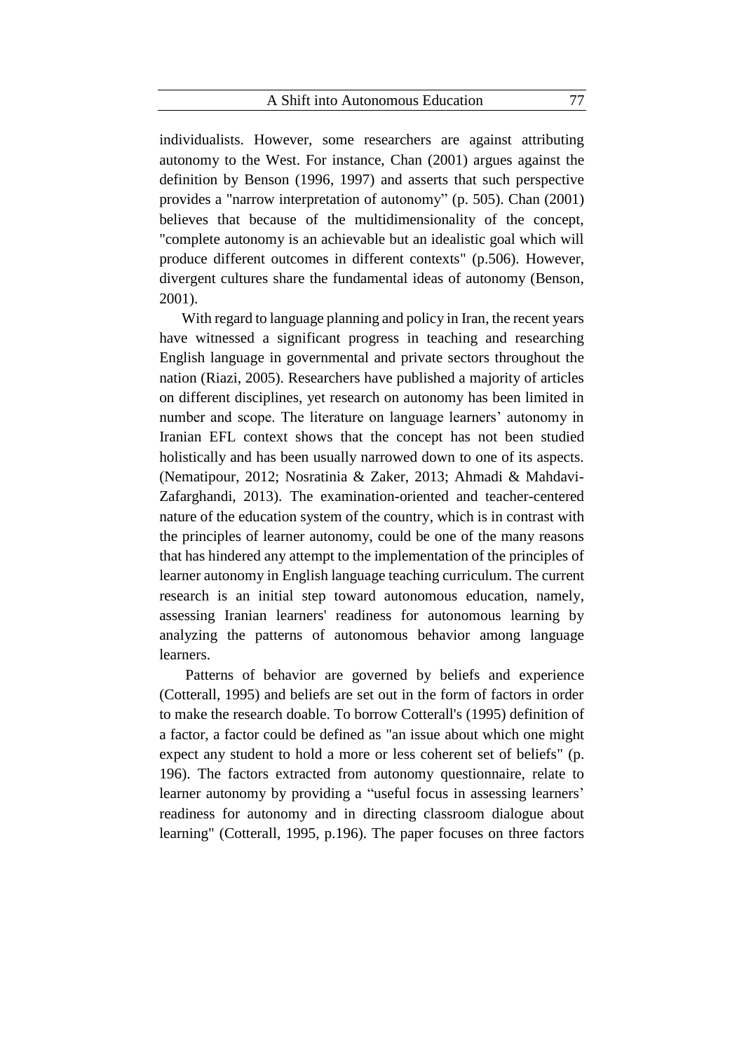individualists. However, some researchers are against attributing autonomy to the West. For instance, Chan (2001) argues against the definition by Benson (1996, 1997) and asserts that such perspective provides a "narrow interpretation of autonomy" (p. 505). Chan (2001) believes that because of the multidimensionality of the concept, "complete autonomy is an achievable but an idealistic goal which will produce different outcomes in different contexts" (p.506). However, divergent cultures share the fundamental ideas of autonomy (Benson, 2001).

With regard to language planning and policy in Iran, the recent years have witnessed a significant progress in teaching and researching English language in governmental and private sectors throughout the nation (Riazi, 2005). Researchers have published a majority of articles on different disciplines, yet research on autonomy has been limited in number and scope. The literature on language learners' autonomy in Iranian EFL context shows that the concept has not been studied holistically and has been usually narrowed down to one of its aspects. (Nematipour, 2012; Nosratinia & Zaker, 2013; Ahmadi & Mahdavi-Zafarghandi, 2013). The examination-oriented and teacher-centered nature of the education system of the country, which is in contrast with the principles of learner autonomy, could be one of the many reasons that has hindered any attempt to the implementation of the principles of learner autonomy in English language teaching curriculum. The current research is an initial step toward autonomous education, namely, assessing Iranian learners' readiness for autonomous learning by analyzing the patterns of autonomous behavior among language learners.

Patterns of behavior are governed by beliefs and experience (Cotterall, 1995) and beliefs are set out in the form of factors in order to make the research doable. To borrow Cotterall's (1995) definition of a factor, a factor could be defined as "an issue about which one might expect any student to hold a more or less coherent set of beliefs" (p. 196). The factors extracted from autonomy questionnaire, relate to learner autonomy by providing a "useful focus in assessing learners' readiness for autonomy and in directing classroom dialogue about learning" (Cotterall, 1995, p.196). The paper focuses on three factors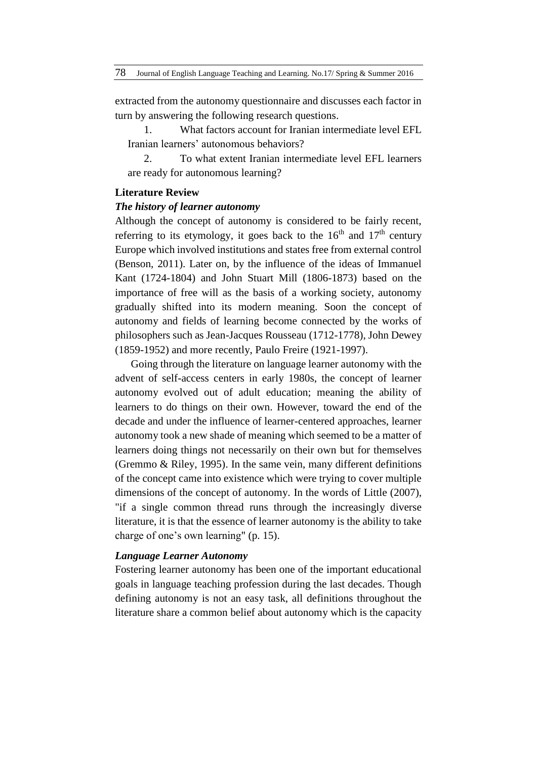extracted from the autonomy questionnaire and discusses each factor in turn by answering the following research questions.

1. What factors account for Iranian intermediate level EFL Iranian learners' autonomous behaviors?
2. To what extent Iranian intermediate level EFL learners are ready for autonomous learning?

## Literature Review

### *The history of learner autonomy*

Although the concept of autonomy is considered to be fairly recent, referring to its etymology, it goes back to the 16th and 17th century Europe which involved institutions and states free from external control (Benson, 2011). Later on, by the influence of the ideas of Immanuel Kant (1724-1804) and John Stuart Mill (1806-1873) based on the importance of free will as the basis of a working society, autonomy gradually shifted into its modern meaning. Soon the concept of autonomy and fields of learning become connected by the works of philosophers such as Jean-Jacques Rousseau (1712-1778), John Dewey (1859-1952) and more recently, Paulo Freire (1921-1997).

Going through the literature on language learner autonomy with the advent of self-access centers in early 1980s, the concept of learner autonomy evolved out of adult education; meaning the ability of learners to do things on their own. However, toward the end of the decade and under the influence of learner-centered approaches, learner autonomy took a new shade of meaning which seemed to be a matter of learners doing things not necessarily on their own but for themselves (Gremmo & Riley, 1995). In the same vein, many different definitions of the concept came into existence which were trying to cover multiple dimensions of the concept of autonomy. In the words of Little (2007), "if a single common thread runs through the increasingly diverse literature, it is that the essence of learner autonomy is the ability to take charge of one's own learning" (p. 15).

### *Language Learner Autonomy*

Fostering learner autonomy has been one of the important educational goals in language teaching profession during the last decades. Though defining autonomy is not an easy task, all definitions throughout the literature share a common belief about autonomy which is the capacity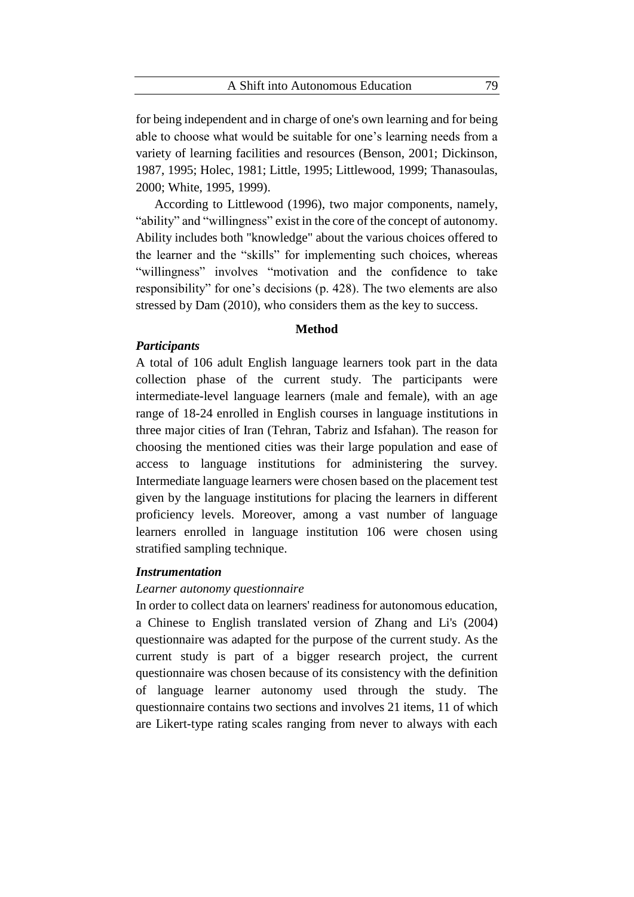for being independent and in charge of one's own learning and for being able to choose what would be suitable for one's learning needs from a variety of learning facilities and resources (Benson, 2001; Dickinson, 1987, 1995; Holec, 1981; Little, 1995; Littlewood, 1999; Thanasoulas, 2000; White, 1995, 1999).

According to Littlewood (1996), two major components, namely, "ability" and "willingness" exist in the core of the concept of autonomy. Ability includes both "knowledge" about the various choices offered to the learner and the "skills" for implementing such choices, whereas "willingness" involves "motivation and the confidence to take responsibility" for one's decisions (p. 428). The two elements are also stressed by Dam (2010), who considers them as the key to success.

## Method

### *Participants*

A total of 106 adult English language learners took part in the data collection phase of the current study. The participants were intermediate-level language learners (male and female), with an age range of 18-24 enrolled in English courses in language institutions in three major cities of Iran (Tehran, Tabriz and Isfahan). The reason for choosing the mentioned cities was their large population and ease of access to language institutions for administering the survey. Intermediate language learners were chosen based on the placement test given by the language institutions for placing the learners in different proficiency levels. Moreover, among a vast number of language learners enrolled in language institution 106 were chosen using stratified sampling technique.

### *Instrumentation*

*Learner autonomy questionnaire*

In order to collect data on learners' readiness for autonomous education, a Chinese to English translated version of Zhang and Li's (2004) questionnaire was adapted for the purpose of the current study. As the current study is part of a bigger research project, the current questionnaire was chosen because of its consistency with the definition of language learner autonomy used through the study. The questionnaire contains two sections and involves 21 items, 11 of which are Likert-type rating scales ranging from never to always with each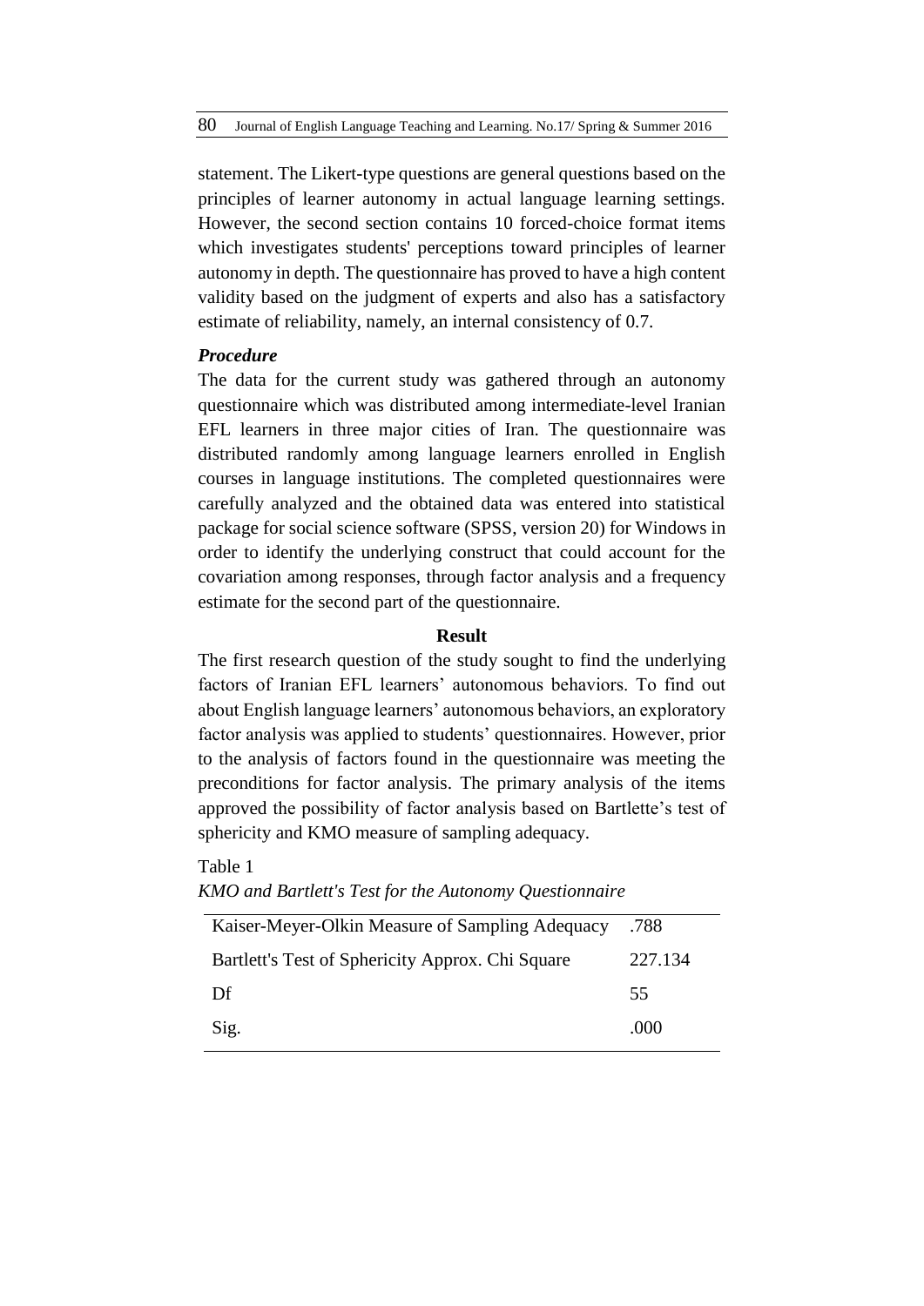statement. The Likert-type questions are general questions based on the principles of learner autonomy in actual language learning settings. However, the second section contains 10 forced-choice format items which investigates students' perceptions toward principles of learner autonomy in depth. The questionnaire has proved to have a high content validity based on the judgment of experts and also has a satisfactory estimate of reliability, namely, an internal consistency of 0.7.

### *Procedure*

The data for the current study was gathered through an autonomy questionnaire which was distributed among intermediate-level Iranian EFL learners in three major cities of Iran. The questionnaire was distributed randomly among language learners enrolled in English courses in language institutions. The completed questionnaires were carefully analyzed and the obtained data was entered into statistical package for social science software (SPSS, version 20) for Windows in order to identify the underlying construct that could account for the covariation among responses, through factor analysis and a frequency estimate for the second part of the questionnaire.

## Result

The first research question of the study sought to find the underlying factors of Iranian EFL learners' autonomous behaviors. To find out about English language learners' autonomous behaviors, an exploratory factor analysis was applied to students' questionnaires. However, prior to the analysis of factors found in the questionnaire was meeting the preconditions for factor analysis. The primary analysis of the items approved the possibility of factor analysis based on Bartlette's test of sphericity and KMO measure of sampling adequacy.

Table 1

*KMO and Bartlett's Test for the Autonomy Questionnaire*

| | |
|---|---|
| Kaiser-Meyer-Olkin Measure of Sampling Adequacy | .788 |
| Bartlett's Test of Sphericity Approx. Chi Square | 227.134 |
| Df | 55 |
| Sig. | .000 |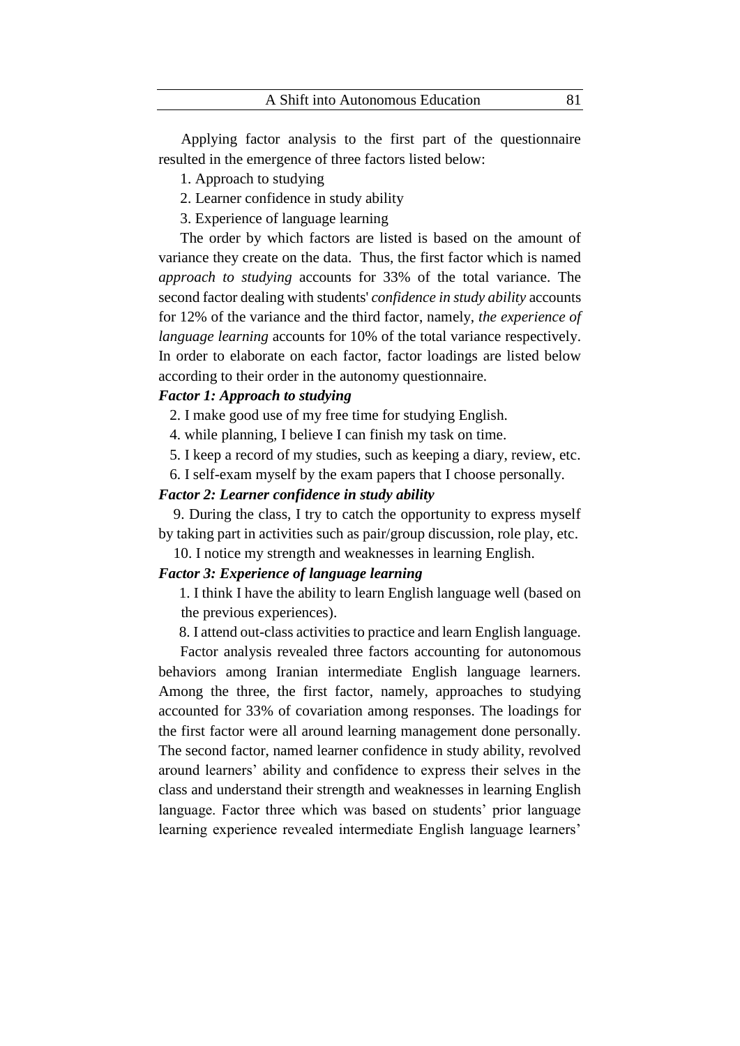Applying factor analysis to the first part of the questionnaire resulted in the emergence of three factors listed below:

1. Approach to studying
2. Learner confidence in study ability
3. Experience of language learning

The order by which factors are listed is based on the amount of variance they create on the data. Thus, the first factor which is named *approach to studying* accounts for 33% of the total variance. The second factor dealing with students' *confidence in study ability* accounts for 12% of the variance and the third factor, namely, *the experience of language learning* accounts for 10% of the total variance respectively. In order to elaborate on each factor, factor loadings are listed below according to their order in the autonomy questionnaire.

***Factor 1: Approach to studying***

2. I make good use of my free time for studying English.
4. while planning, I believe I can finish my task on time.
5. I keep a record of my studies, such as keeping a diary, review, etc.
6. I self-exam myself by the exam papers that I choose personally.

***Factor 2: Learner confidence in study ability***

9. During the class, I try to catch the opportunity to express myself by taking part in activities such as pair/group discussion, role play, etc.
10. I notice my strength and weaknesses in learning English.

***Factor 3: Experience of language learning***

1. I think I have the ability to learn English language well (based on the previous experiences).
8. I attend out-class activities to practice and learn English language.

Factor analysis revealed three factors accounting for autonomous behaviors among Iranian intermediate English language learners. Among the three, the first factor, namely, approaches to studying accounted for 33% of covariation among responses. The loadings for the first factor were all around learning management done personally. The second factor, named learner confidence in study ability, revolved around learners' ability and confidence to express their selves in the class and understand their strength and weaknesses in learning English language. Factor three which was based on students' prior language learning experience revealed intermediate English language learners'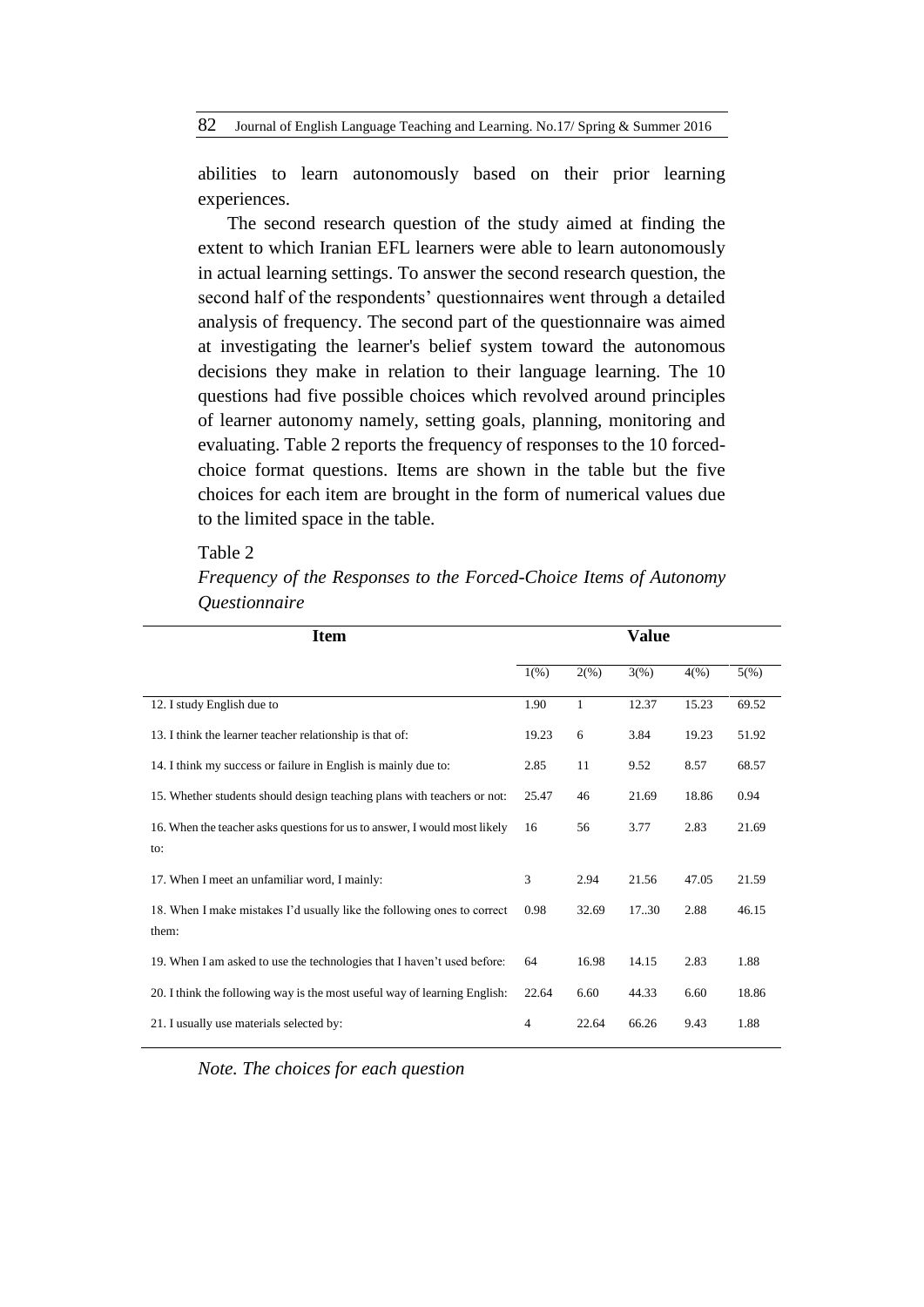abilities to learn autonomously based on their prior learning experiences.

The second research question of the study aimed at finding the extent to which Iranian EFL learners were able to learn autonomously in actual learning settings. To answer the second research question, the second half of the respondents' questionnaires went through a detailed analysis of frequency. The second part of the questionnaire was aimed at investigating the learner's belief system toward the autonomous decisions they make in relation to their language learning. The 10 questions had five possible choices which revolved around principles of learner autonomy namely, setting goals, planning, monitoring and evaluating. Table 2 reports the frequency of responses to the 10 forced-choice format questions. Items are shown in the table but the five choices for each item are brought in the form of numerical values due to the limited space in the table.

Table 2

*Frequency of the Responses to the Forced-Choice Items of Autonomy Questionnaire*

| Item | Value | | | | |
|---|---|---|---|---|---|
| | 1(%) | 2(%) | 3(%) | 4(%) | 5(%) |
| 12. I study English due to | 1.90 | 1 | 12.37 | 15.23 | 69.52 |
| 13. I think the learner teacher relationship is that of: | 19.23 | 6 | 3.84 | 19.23 | 51.92 |
| 14. I think my success or failure in English is mainly due to: | 2.85 | 11 | 9.52 | 8.57 | 68.57 |
| 15. Whether students should design teaching plans with teachers or not: | 25.47 | 46 | 21.69 | 18.86 | 0.94 |
| 16. When the teacher asks questions for us to answer, I would most likely to: | 16 | 56 | 3.77 | 2.83 | 21.69 |
| 17. When I meet an unfamiliar word, I mainly: | 3 | 2.94 | 21.56 | 47.05 | 21.59 |
| 18. When I make mistakes I'd usually like the following ones to correct them: | 0.98 | 32.69 | 17..30 | 2.88 | 46.15 |
| 19. When I am asked to use the technologies that I haven't used before: | 64 | 16.98 | 14.15 | 2.83 | 1.88 |
| 20. I think the following way is the most useful way of learning English: | 22.64 | 6.60 | 44.33 | 6.60 | 18.86 |
| 21. I usually use materials selected by: | 4 | 22.64 | 66.26 | 9.43 | 1.88 |

*Note. The choices for each question*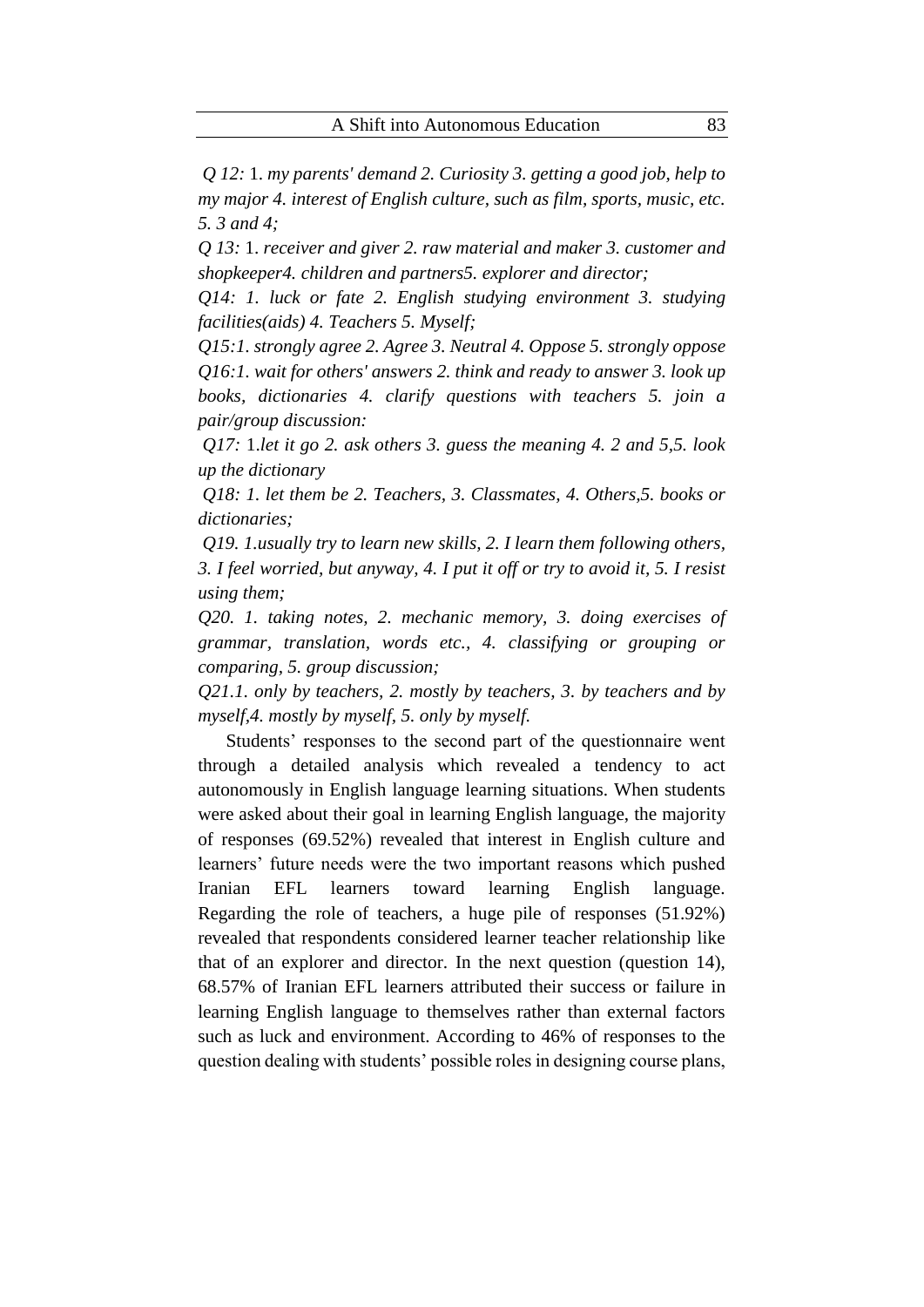*Q 12:* 1. *my parents' demand 2. Curiosity 3. getting a good job, help to my major 4. interest of English culture, such as film, sports, music, etc. 5. 3 and 4;*

*Q 13:* 1. *receiver and giver 2. raw material and maker 3. customer and shopkeeper4. children and partners5. explorer and director;*

*Q14: 1. luck or fate 2. English studying environment 3. studying facilities(aids) 4. Teachers 5. Myself;*

*Q15:1. strongly agree 2. Agree 3. Neutral 4. Oppose 5. strongly oppose*

*Q16:1. wait for others' answers 2. think and ready to answer 3. look up books, dictionaries 4. clarify questions with teachers 5. join a pair/group discussion:*

*Q17:* 1.*let it go 2. ask others 3. guess the meaning 4. 2 and 5,5. look up the dictionary*

*Q18: 1. let them be 2. Teachers, 3. Classmates, 4. Others,5. books or dictionaries;*

*Q19. 1.usually try to learn new skills, 2. I learn them following others, 3. I feel worried, but anyway, 4. I put it off or try to avoid it, 5. I resist using them;*

*Q20. 1. taking notes, 2. mechanic memory, 3. doing exercises of grammar, translation, words etc., 4. classifying or grouping or comparing, 5. group discussion;*

*Q21.1. only by teachers, 2. mostly by teachers, 3. by teachers and by myself,4. mostly by myself, 5. only by myself.*

Students' responses to the second part of the questionnaire went through a detailed analysis which revealed a tendency to act autonomously in English language learning situations. When students were asked about their goal in learning English language, the majority of responses (69.52%) revealed that interest in English culture and learners' future needs were the two important reasons which pushed Iranian EFL learners toward learning English language. Regarding the role of teachers, a huge pile of responses (51.92%) revealed that respondents considered learner teacher relationship like that of an explorer and director. In the next question (question 14), 68.57% of Iranian EFL learners attributed their success or failure in learning English language to themselves rather than external factors such as luck and environment. According to 46% of responses to the question dealing with students' possible roles in designing course plans,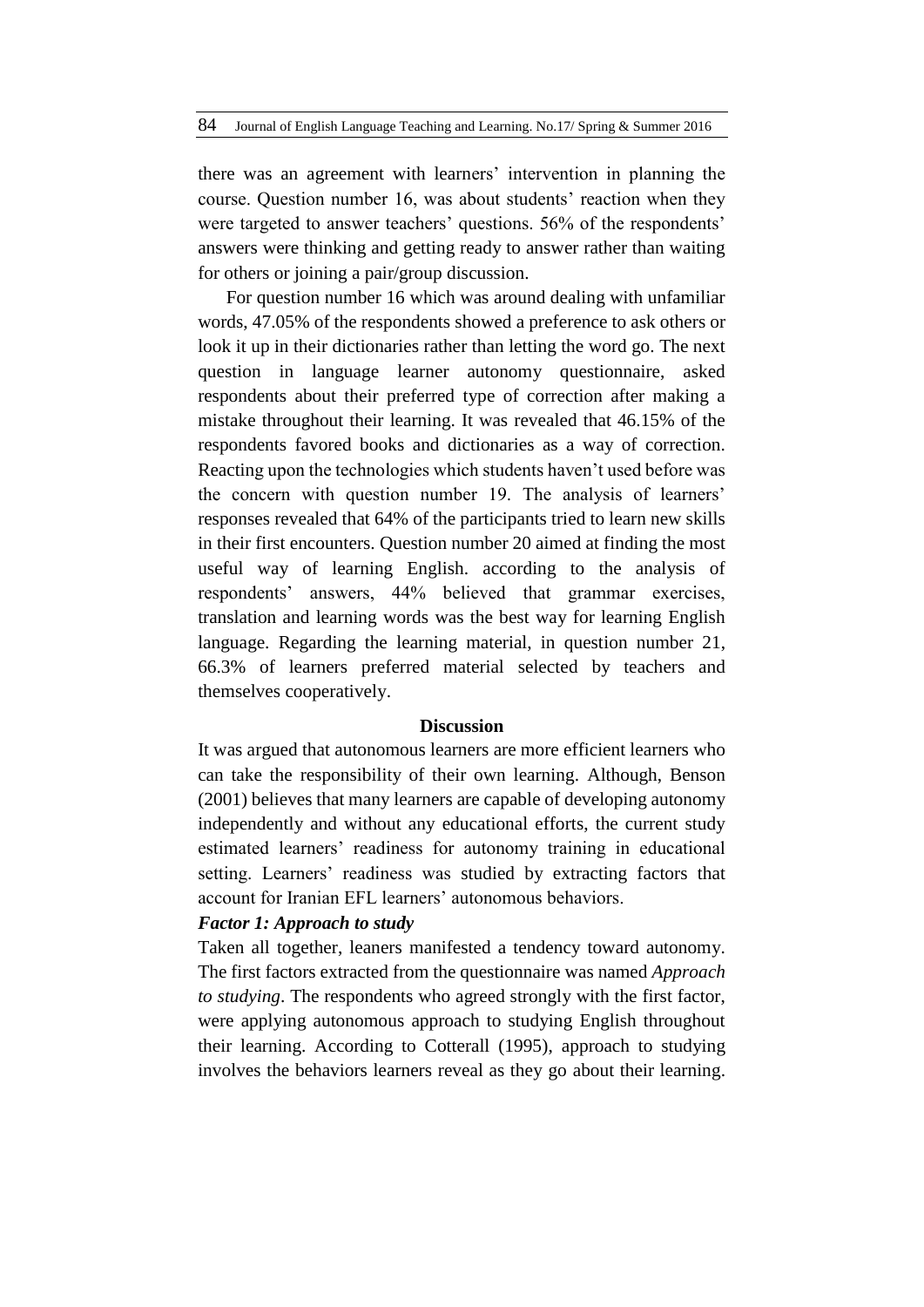there was an agreement with learners' intervention in planning the course. Question number 16, was about students' reaction when they were targeted to answer teachers' questions. 56% of the respondents' answers were thinking and getting ready to answer rather than waiting for others or joining a pair/group discussion.

For question number 16 which was around dealing with unfamiliar words, 47.05% of the respondents showed a preference to ask others or look it up in their dictionaries rather than letting the word go. The next question in language learner autonomy questionnaire, asked respondents about their preferred type of correction after making a mistake throughout their learning. It was revealed that 46.15% of the respondents favored books and dictionaries as a way of correction. Reacting upon the technologies which students haven't used before was the concern with question number 19. The analysis of learners' responses revealed that 64% of the participants tried to learn new skills in their first encounters. Question number 20 aimed at finding the most useful way of learning English. according to the analysis of respondents' answers, 44% believed that grammar exercises, translation and learning words was the best way for learning English language. Regarding the learning material, in question number 21, 66.3% of learners preferred material selected by teachers and themselves cooperatively.

## Discussion

It was argued that autonomous learners are more efficient learners who can take the responsibility of their own learning. Although, Benson (2001) believes that many learners are capable of developing autonomy independently and without any educational efforts, the current study estimated learners' readiness for autonomy training in educational setting. Learners' readiness was studied by extracting factors that account for Iranian EFL learners' autonomous behaviors.

### *Factor 1: Approach to study*

Taken all together, leaners manifested a tendency toward autonomy. The first factors extracted from the questionnaire was named *Approach to studying*. The respondents who agreed strongly with the first factor, were applying autonomous approach to studying English throughout their learning. According to Cotterall (1995), approach to studying involves the behaviors learners reveal as they go about their learning.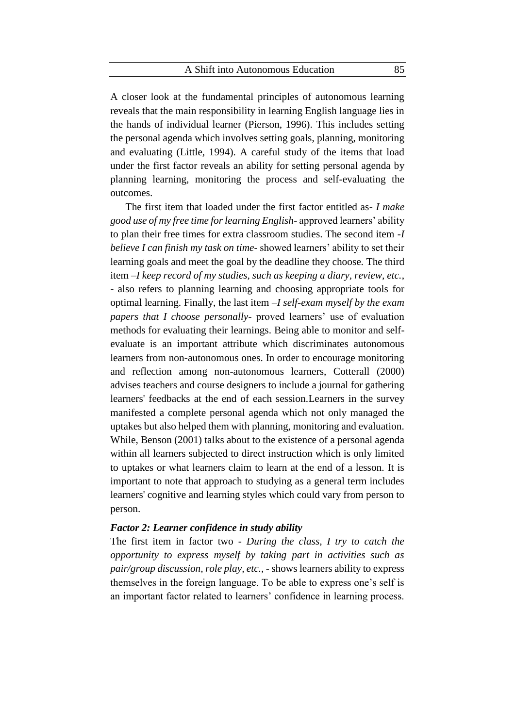A closer look at the fundamental principles of autonomous learning reveals that the main responsibility in learning English language lies in the hands of individual learner (Pierson, 1996). This includes setting the personal agenda which involves setting goals, planning, monitoring and evaluating (Little, 1994). A careful study of the items that load under the first factor reveals an ability for setting personal agenda by planning learning, monitoring the process and self-evaluating the outcomes.

The first item that loaded under the first factor entitled as- *I make good use of my free time for learning English*- approved learners' ability to plan their free times for extra classroom studies. The second item -*I believe I can finish my task on time*- showed learners' ability to set their learning goals and meet the goal by the deadline they choose. The third item –*I keep record of my studies, such as keeping a diary, review, etc.*, - also refers to planning learning and choosing appropriate tools for optimal learning. Finally, the last item –*I self-exam myself by the exam papers that I choose personally*- proved learners' use of evaluation methods for evaluating their learnings. Being able to monitor and self-evaluate is an important attribute which discriminates autonomous learners from non-autonomous ones. In order to encourage monitoring and reflection among non-autonomous learners, Cotterall (2000) advises teachers and course designers to include a journal for gathering learners' feedbacks at the end of each session.Learners in the survey manifested a complete personal agenda which not only managed the uptakes but also helped them with planning, monitoring and evaluation. While, Benson (2001) talks about to the existence of a personal agenda within all learners subjected to direct instruction which is only limited to uptakes or what learners claim to learn at the end of a lesson. It is important to note that approach to studying as a general term includes learners' cognitive and learning styles which could vary from person to person.

### *Factor 2: Learner confidence in study ability*

The first item in factor two - *During the class, I try to catch the opportunity to express myself by taking part in activities such as pair/group discussion, role play, etc.,* - shows learners ability to express themselves in the foreign language. To be able to express one's self is an important factor related to learners' confidence in learning process.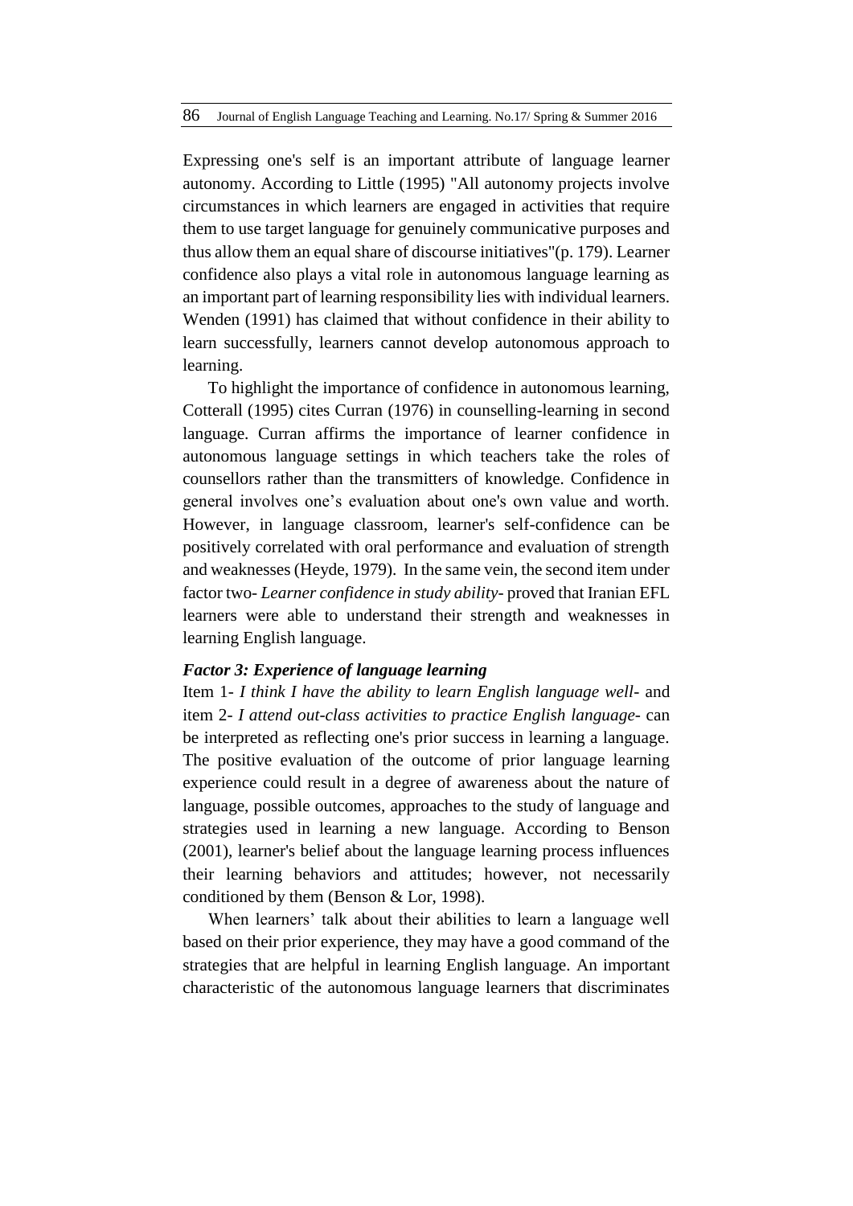Expressing one's self is an important attribute of language learner autonomy. According to Little (1995) "All autonomy projects involve circumstances in which learners are engaged in activities that require them to use target language for genuinely communicative purposes and thus allow them an equal share of discourse initiatives"(p. 179). Learner confidence also plays a vital role in autonomous language learning as an important part of learning responsibility lies with individual learners. Wenden (1991) has claimed that without confidence in their ability to learn successfully, learners cannot develop autonomous approach to learning.

To highlight the importance of confidence in autonomous learning, Cotterall (1995) cites Curran (1976) in counselling-learning in second language. Curran affirms the importance of learner confidence in autonomous language settings in which teachers take the roles of counsellors rather than the transmitters of knowledge. Confidence in general involves one's evaluation about one's own value and worth. However, in language classroom, learner's self-confidence can be positively correlated with oral performance and evaluation of strength and weaknesses (Heyde, 1979). In the same vein, the second item under factor two- *Learner confidence in study ability*- proved that Iranian EFL learners were able to understand their strength and weaknesses in learning English language.

***Factor 3: Experience of language learning***

Item 1- *I think I have the ability to learn English language well*- and item 2- *I attend out-class activities to practice English language*- can be interpreted as reflecting one's prior success in learning a language. The positive evaluation of the outcome of prior language learning experience could result in a degree of awareness about the nature of language, possible outcomes, approaches to the study of language and strategies used in learning a new language. According to Benson (2001), learner's belief about the language learning process influences their learning behaviors and attitudes; however, not necessarily conditioned by them (Benson & Lor, 1998).

When learners' talk about their abilities to learn a language well based on their prior experience, they may have a good command of the strategies that are helpful in learning English language. An important characteristic of the autonomous language learners that discriminates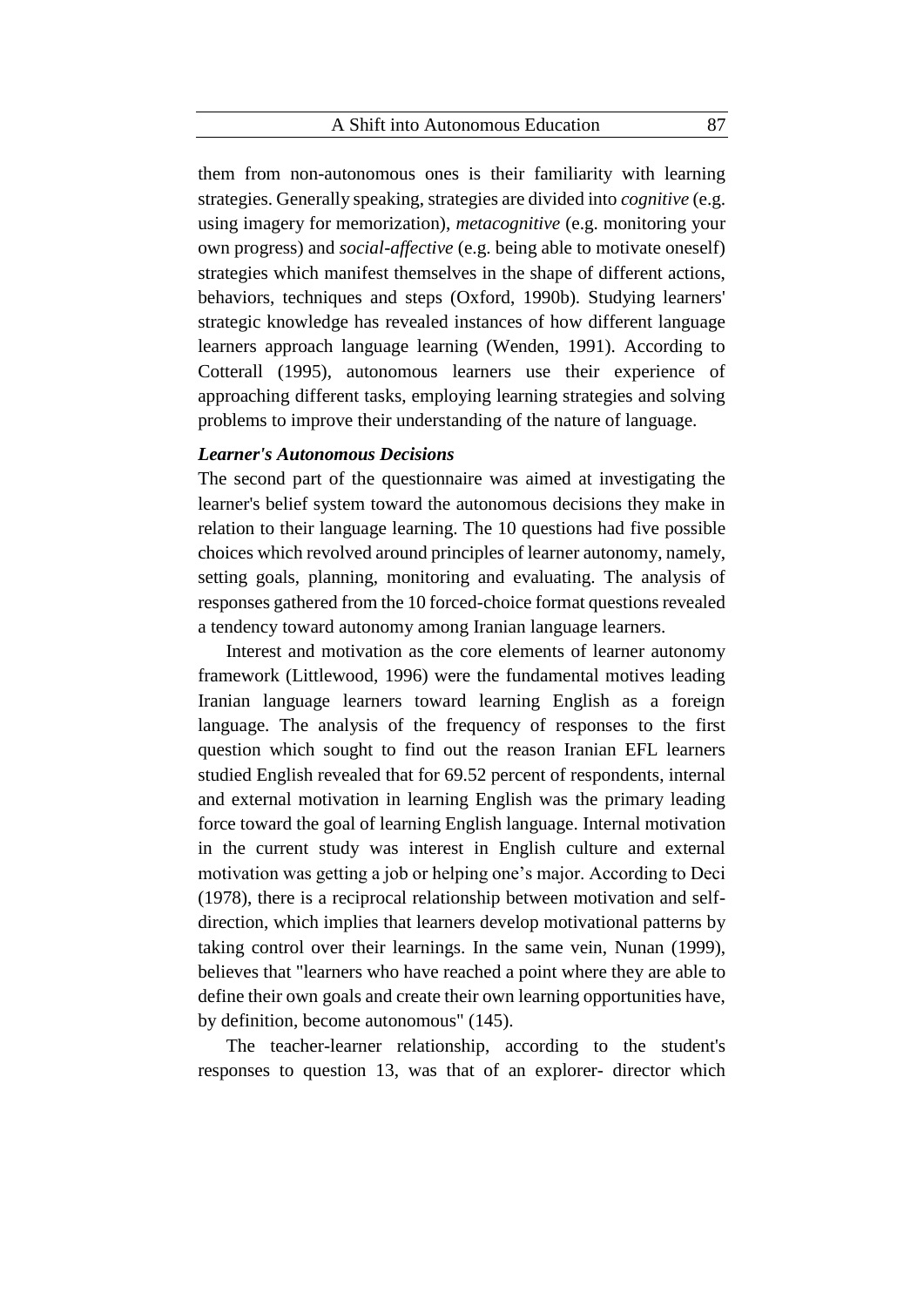them from non-autonomous ones is their familiarity with learning strategies. Generally speaking, strategies are divided into *cognitive* (e.g. using imagery for memorization), *metacognitive* (e.g. monitoring your own progress) and *social-affective* (e.g. being able to motivate oneself) strategies which manifest themselves in the shape of different actions, behaviors, techniques and steps (Oxford, 1990b). Studying learners' strategic knowledge has revealed instances of how different language learners approach language learning (Wenden, 1991). According to Cotterall (1995), autonomous learners use their experience of approaching different tasks, employing learning strategies and solving problems to improve their understanding of the nature of language.

### *Learner's Autonomous Decisions*

The second part of the questionnaire was aimed at investigating the learner's belief system toward the autonomous decisions they make in relation to their language learning. The 10 questions had five possible choices which revolved around principles of learner autonomy, namely, setting goals, planning, monitoring and evaluating. The analysis of responses gathered from the 10 forced-choice format questions revealed a tendency toward autonomy among Iranian language learners.

Interest and motivation as the core elements of learner autonomy framework (Littlewood, 1996) were the fundamental motives leading Iranian language learners toward learning English as a foreign language. The analysis of the frequency of responses to the first question which sought to find out the reason Iranian EFL learners studied English revealed that for 69.52 percent of respondents, internal and external motivation in learning English was the primary leading force toward the goal of learning English language. Internal motivation in the current study was interest in English culture and external motivation was getting a job or helping one's major. According to Deci (1978), there is a reciprocal relationship between motivation and self-direction, which implies that learners develop motivational patterns by taking control over their learnings. In the same vein, Nunan (1999), believes that "learners who have reached a point where they are able to define their own goals and create their own learning opportunities have, by definition, become autonomous" (145).

The teacher-learner relationship, according to the student's responses to question 13, was that of an explorer- director which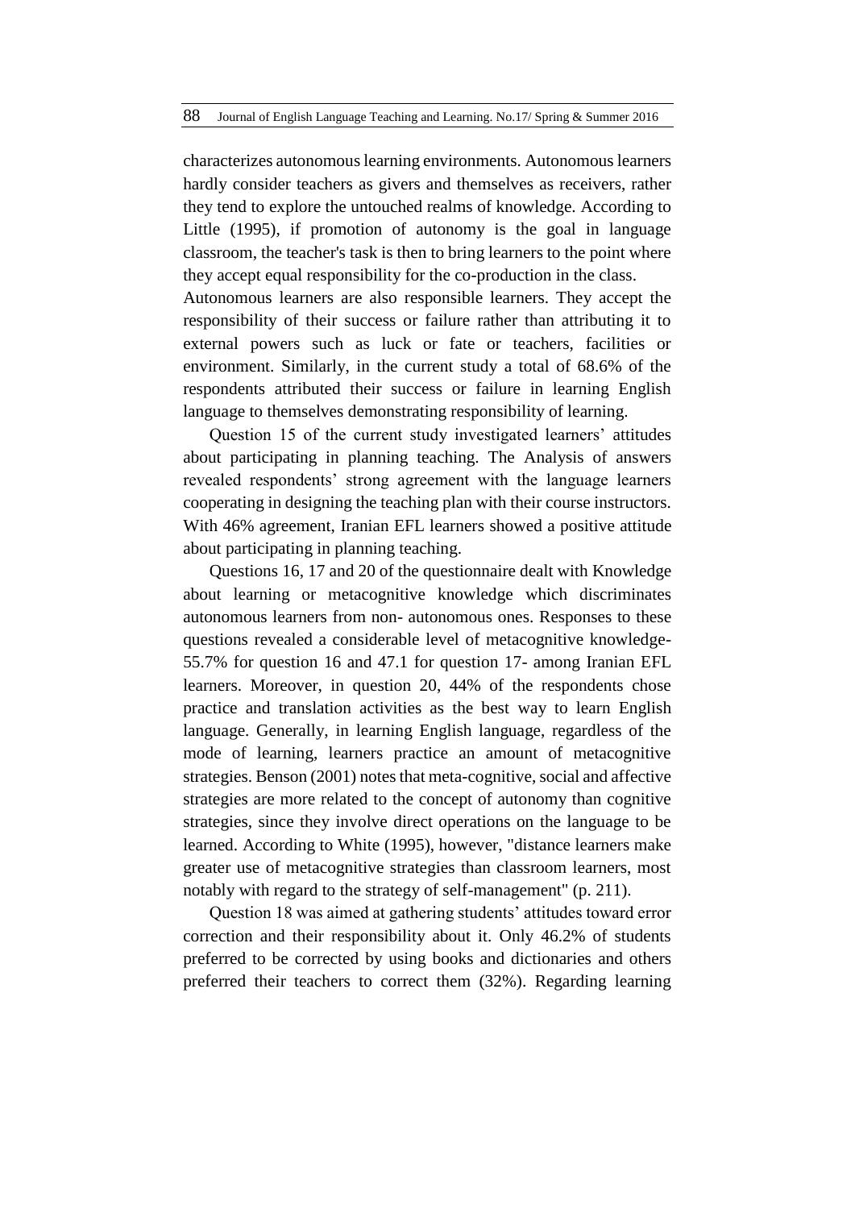characterizes autonomous learning environments. Autonomous learners hardly consider teachers as givers and themselves as receivers, rather they tend to explore the untouched realms of knowledge. According to Little (1995), if promotion of autonomy is the goal in language classroom, the teacher's task is then to bring learners to the point where they accept equal responsibility for the co-production in the class.
Autonomous learners are also responsible learners. They accept the responsibility of their success or failure rather than attributing it to external powers such as luck or fate or teachers, facilities or environment. Similarly, in the current study a total of 68.6% of the respondents attributed their success or failure in learning English language to themselves demonstrating responsibility of learning.

Question 15 of the current study investigated learners' attitudes about participating in planning teaching. The Analysis of answers revealed respondents' strong agreement with the language learners cooperating in designing the teaching plan with their course instructors. With 46% agreement, Iranian EFL learners showed a positive attitude about participating in planning teaching.

Questions 16, 17 and 20 of the questionnaire dealt with Knowledge about learning or metacognitive knowledge which discriminates autonomous learners from non- autonomous ones. Responses to these questions revealed a considerable level of metacognitive knowledge- 55.7% for question 16 and 47.1 for question 17- among Iranian EFL learners. Moreover, in question 20, 44% of the respondents chose practice and translation activities as the best way to learn English language. Generally, in learning English language, regardless of the mode of learning, learners practice an amount of metacognitive strategies. Benson (2001) notes that meta-cognitive, social and affective strategies are more related to the concept of autonomy than cognitive strategies, since they involve direct operations on the language to be learned. According to White (1995), however, "distance learners make greater use of metacognitive strategies than classroom learners, most notably with regard to the strategy of self-management" (p. 211).

Question 18 was aimed at gathering students' attitudes toward error correction and their responsibility about it. Only 46.2% of students preferred to be corrected by using books and dictionaries and others preferred their teachers to correct them (32%). Regarding learning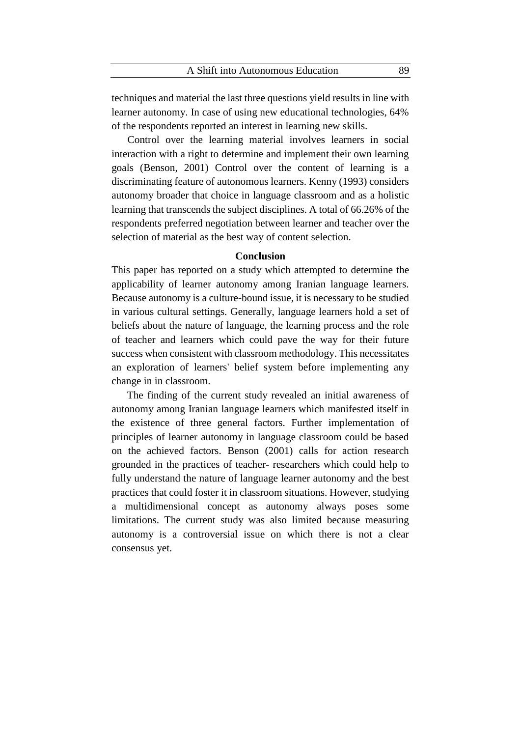techniques and material the last three questions yield results in line with learner autonomy. In case of using new educational technologies, 64% of the respondents reported an interest in learning new skills.

Control over the learning material involves learners in social interaction with a right to determine and implement their own learning goals (Benson, 2001) Control over the content of learning is a discriminating feature of autonomous learners. Kenny (1993) considers autonomy broader that choice in language classroom and as a holistic learning that transcends the subject disciplines. A total of 66.26% of the respondents preferred negotiation between learner and teacher over the selection of material as the best way of content selection.

## Conclusion

This paper has reported on a study which attempted to determine the applicability of learner autonomy among Iranian language learners. Because autonomy is a culture-bound issue, it is necessary to be studied in various cultural settings. Generally, language learners hold a set of beliefs about the nature of language, the learning process and the role of teacher and learners which could pave the way for their future success when consistent with classroom methodology. This necessitates an exploration of learners' belief system before implementing any change in in classroom.

The finding of the current study revealed an initial awareness of autonomy among Iranian language learners which manifested itself in the existence of three general factors. Further implementation of principles of learner autonomy in language classroom could be based on the achieved factors. Benson (2001) calls for action research grounded in the practices of teacher- researchers which could help to fully understand the nature of language learner autonomy and the best practices that could foster it in classroom situations. However, studying a multidimensional concept as autonomy always poses some limitations. The current study was also limited because measuring autonomy is a controversial issue on which there is not a clear consensus yet.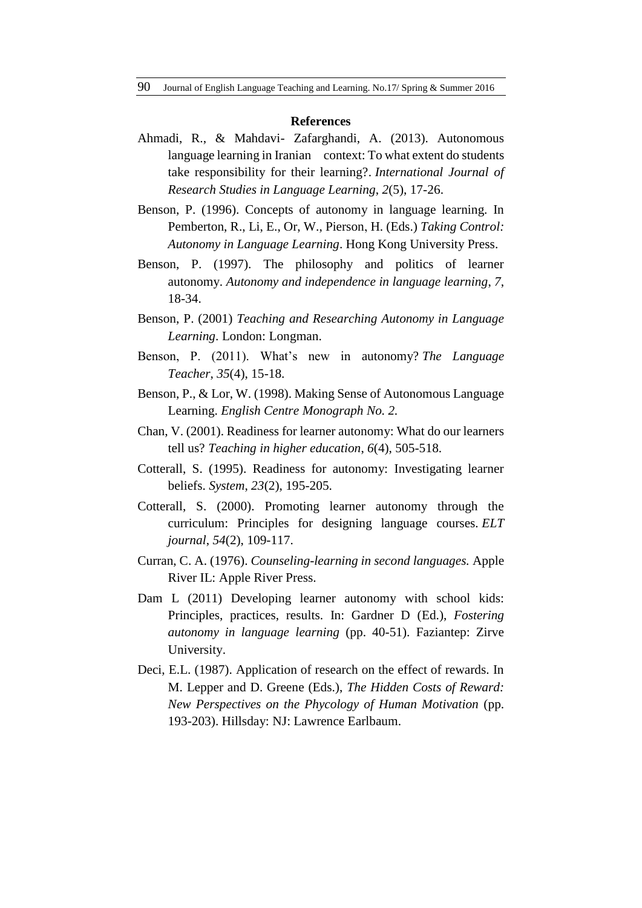## References

Ahmadi, R., & Mahdavi- Zafarghandi, A. (2013). Autonomous language learning in Iranian context: To what extent do students take responsibility for their learning?. *International Journal of Research Studies in Language Learning*, *2*(5), 17-26.

Benson, P. (1996). Concepts of autonomy in language learning. In Pemberton, R., Li, E., Or, W., Pierson, H. (Eds.) *Taking Control: Autonomy in Language Learning*. Hong Kong University Press.

Benson, P. (1997). The philosophy and politics of learner autonomy. *Autonomy and independence in language learning*, *7*, 18-34.

Benson, P. (2001) *Teaching and Researching Autonomy in Language Learning*. London: Longman.

Benson, P. (2011). What's new in autonomy? *The Language Teacher*, *35*(4), 15-18.

Benson, P., & Lor, W. (1998). Making Sense of Autonomous Language Learning. *English Centre Monograph No. 2.*

Chan, V. (2001). Readiness for learner autonomy: What do our learners tell us? *Teaching in higher education*, *6*(4), 505-518.

Cotterall, S. (1995). Readiness for autonomy: Investigating learner beliefs. *System*, *23*(2), 195-205.

Cotterall, S. (2000). Promoting learner autonomy through the curriculum: Principles for designing language courses. *ELT journal*, *54*(2), 109-117.

Curran, C. A. (1976). *Counseling-learning in second languages.* Apple River IL: Apple River Press.

Dam L (2011) Developing learner autonomy with school kids: Principles, practices, results. In: Gardner D (Ed.), *Fostering autonomy in language learning* (pp. 40-51). Faziantep: Zirve University.

Deci, E.L. (1987). Application of research on the effect of rewards. In M. Lepper and D. Greene (Eds.), *The Hidden Costs of Reward: New Perspectives on the Phycology of Human Motivation* (pp. 193-203). Hillsday: NJ: Lawrence Earlbaum.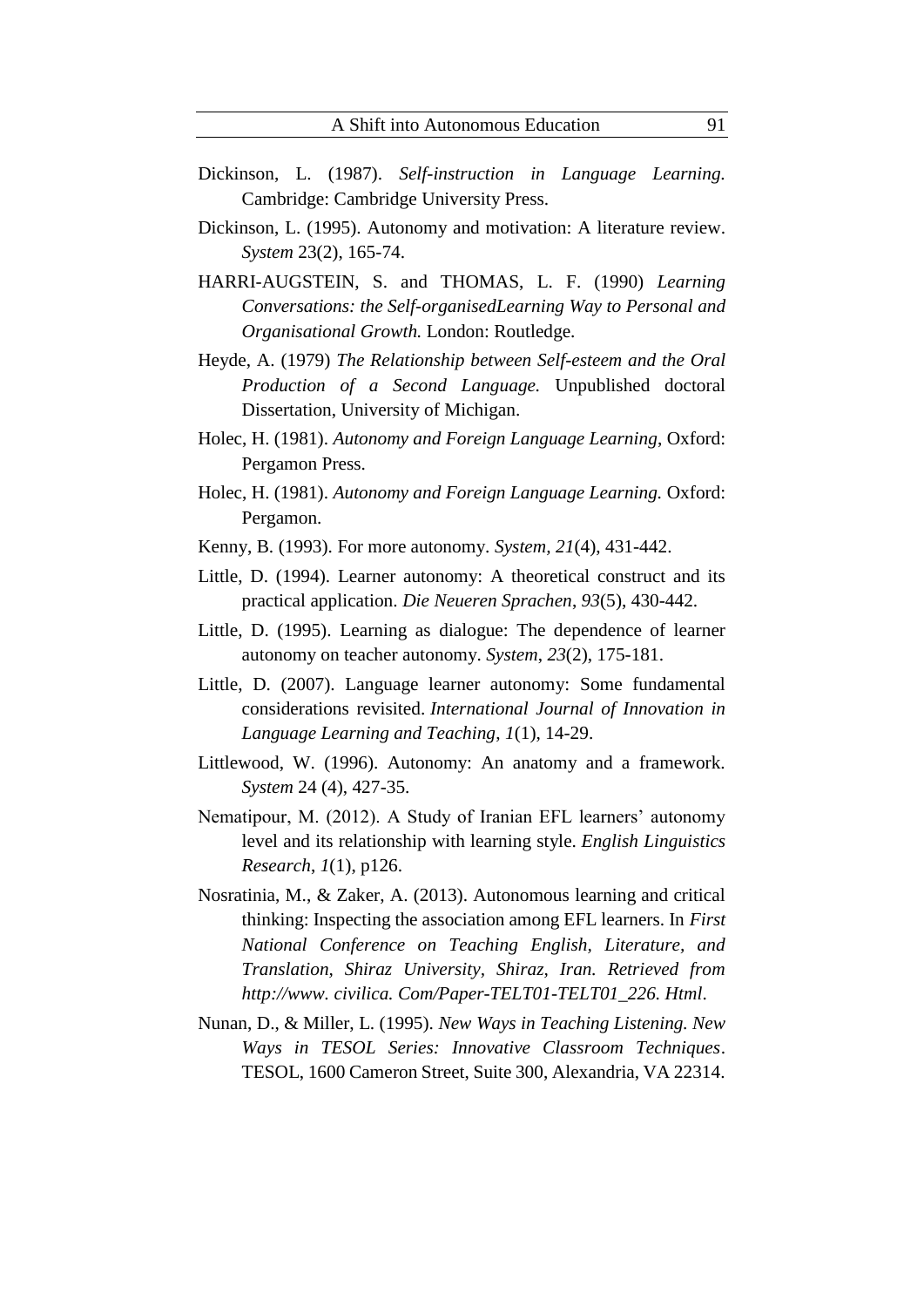Dickinson, L. (1987). *Self-instruction in Language Learning.* Cambridge: Cambridge University Press.

Dickinson, L. (1995). Autonomy and motivation: A literature review. *System* 23(2), 165-74.

HARRI-AUGSTEIN, S. and THOMAS, L. F. (1990) *Learning Conversations: the Self-organisedLearning Way to Personal and Organisational Growth.* London: Routledge.

Heyde, A. (1979) *The Relationship between Self-esteem and the Oral Production of a Second Language.* Unpublished doctoral Dissertation, University of Michigan.

Holec, H. (1981). *Autonomy and Foreign Language Learning*, Oxford: Pergamon Press.

Holec, H. (1981). *Autonomy and Foreign Language Learning.* Oxford: Pergamon.

Kenny, B. (1993). For more autonomy. *System*, *21*(4), 431-442.

Little, D. (1994). Learner autonomy: A theoretical construct and its practical application. *Die Neueren Sprachen*, *93*(5), 430-442.

Little, D. (1995). Learning as dialogue: The dependence of learner autonomy on teacher autonomy. *System*, *23*(2), 175-181.

Little, D. (2007). Language learner autonomy: Some fundamental considerations revisited. *International Journal of Innovation in Language Learning and Teaching*, *1*(1), 14-29.

Littlewood, W. (1996). Autonomy: An anatomy and a framework. *System* 24 (4), 427-35.

Nematipour, M. (2012). A Study of Iranian EFL learners' autonomy level and its relationship with learning style. *English Linguistics Research*, *1*(1), p126.

Nosratinia, M., & Zaker, A. (2013). Autonomous learning and critical thinking: Inspecting the association among EFL learners. In *First National Conference on Teaching English, Literature, and Translation, Shiraz University, Shiraz, Iran. Retrieved from http://www. civilica. Com/Paper-TELT01-TELT01_226. Html*.

Nunan, D., & Miller, L. (1995). *New Ways in Teaching Listening. New Ways in TESOL Series: Innovative Classroom Techniques*. TESOL, 1600 Cameron Street, Suite 300, Alexandria, VA 22314.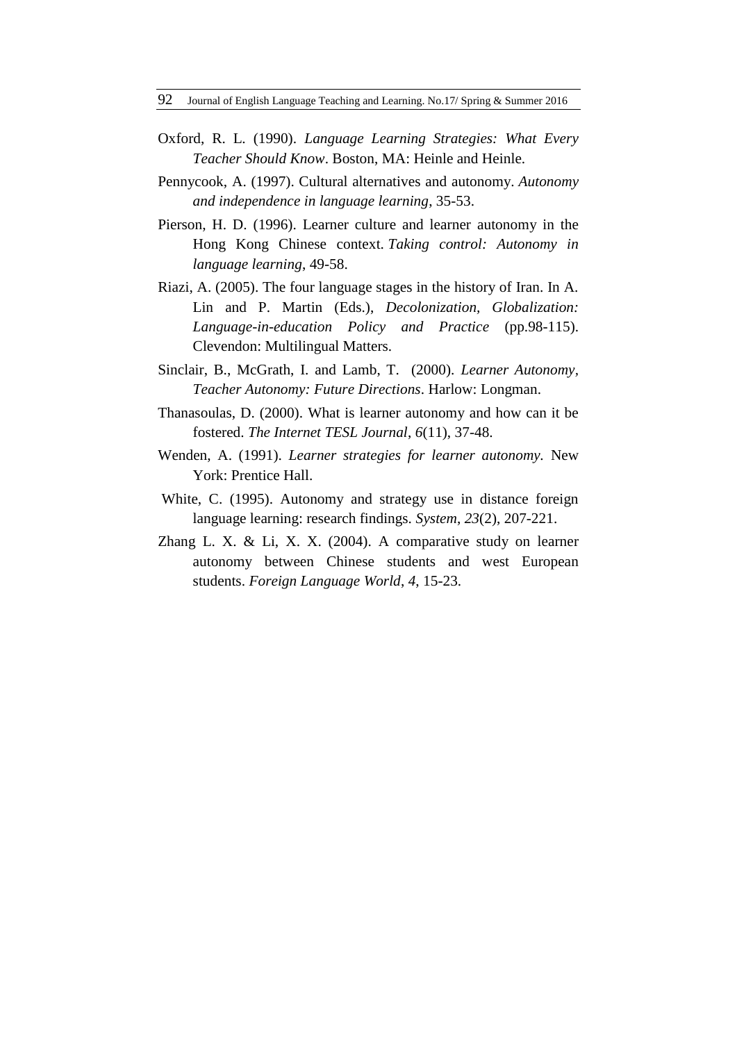Oxford, R. L. (1990). *Language Learning Strategies: What Every Teacher Should Know*. Boston, MA: Heinle and Heinle.

Pennycook, A. (1997). Cultural alternatives and autonomy. *Autonomy and independence in language learning*, 35-53.

Pierson, H. D. (1996). Learner culture and learner autonomy in the Hong Kong Chinese context. *Taking control: Autonomy in language learning*, 49-58.

Riazi, A. (2005). The four language stages in the history of Iran. In A. Lin and P. Martin (Eds.), *Decolonization, Globalization: Language-in-education Policy and Practice* (pp.98-115). Clevendon: Multilingual Matters.

Sinclair, B., McGrath, I. and Lamb, T. (2000). *Learner Autonomy, Teacher Autonomy: Future Directions*. Harlow: Longman.

Thanasoulas, D. (2000). What is learner autonomy and how can it be fostered. *The Internet TESL Journal*, *6*(11), 37-48.

Wenden, A. (1991). *Learner strategies for learner autonomy.* New York: Prentice Hall.

White, C. (1995). Autonomy and strategy use in distance foreign language learning: research findings. *System*, *23*(2), 207-221.

Zhang L. X. & Li, X. X. (2004). A comparative study on learner autonomy between Chinese students and west European students. *Foreign Language World*, *4*, 15-23.